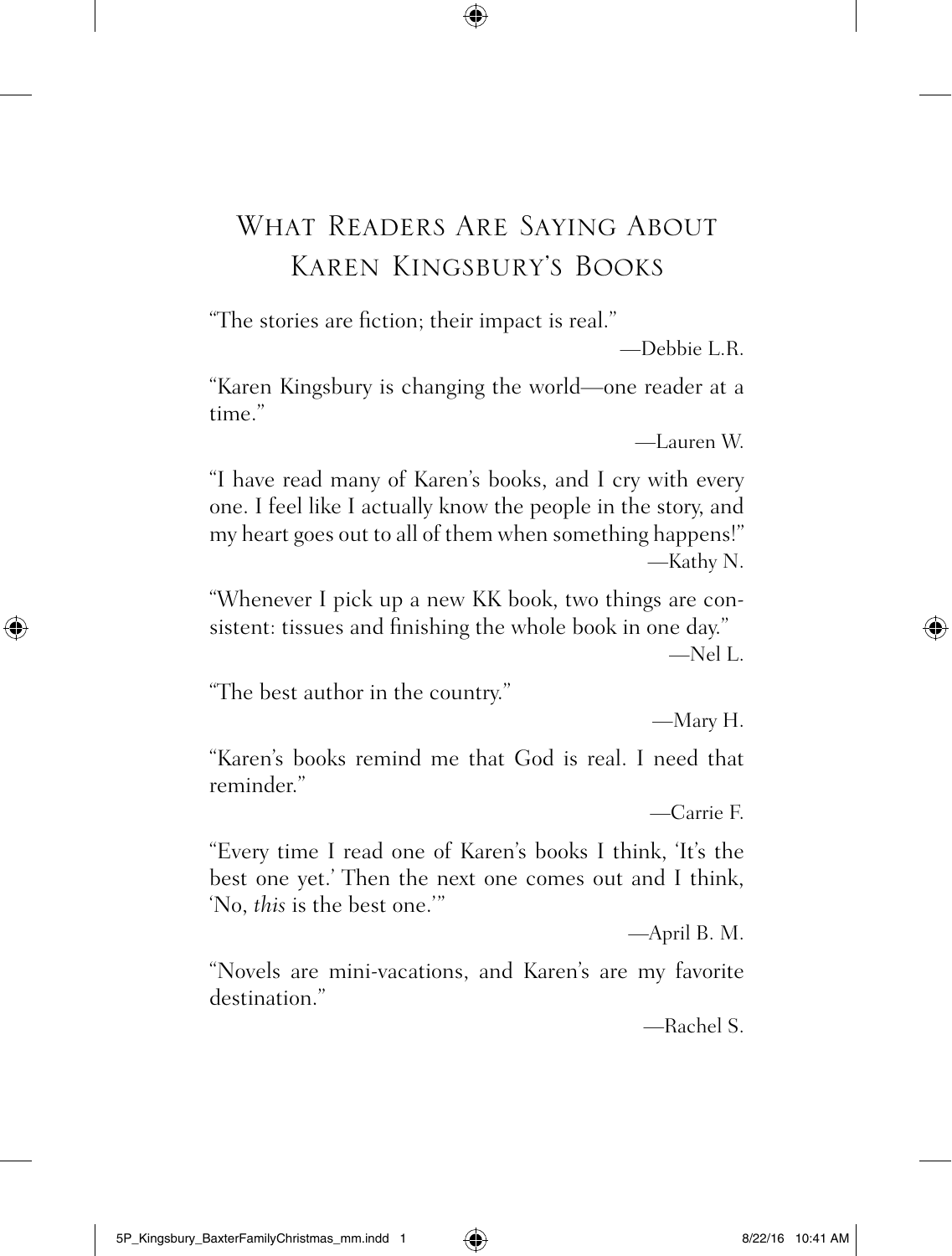# What Readers Are Saying About Karen Kingsbury's Books

"The stories are fiction; their impact is real."

—Debbie L.R.

"Karen Kingsbury is changing the world—one reader at a time."

—Lauren W.

"I have read many of Karen's books, and I cry with every one. I feel like I actually know the people in the story, and my heart goes out to all of them when something happens!"

—Kathy N.

"Whenever I pick up a new KK book, two things are consistent: tissues and finishing the whole book in one day."

—Nel L.

"The best author in the country."

—Mary H.

"Karen's books remind me that God is real. I need that reminder."

—Carrie F.

"Every time I read one of Karen's books I think, 'It's the best one yet.' Then the next one comes out and I think, 'No, *this* is the best one.'"

—April B. M.

"Novels are mini-vacations, and Karen's are my favorite destination."

—Rachel S.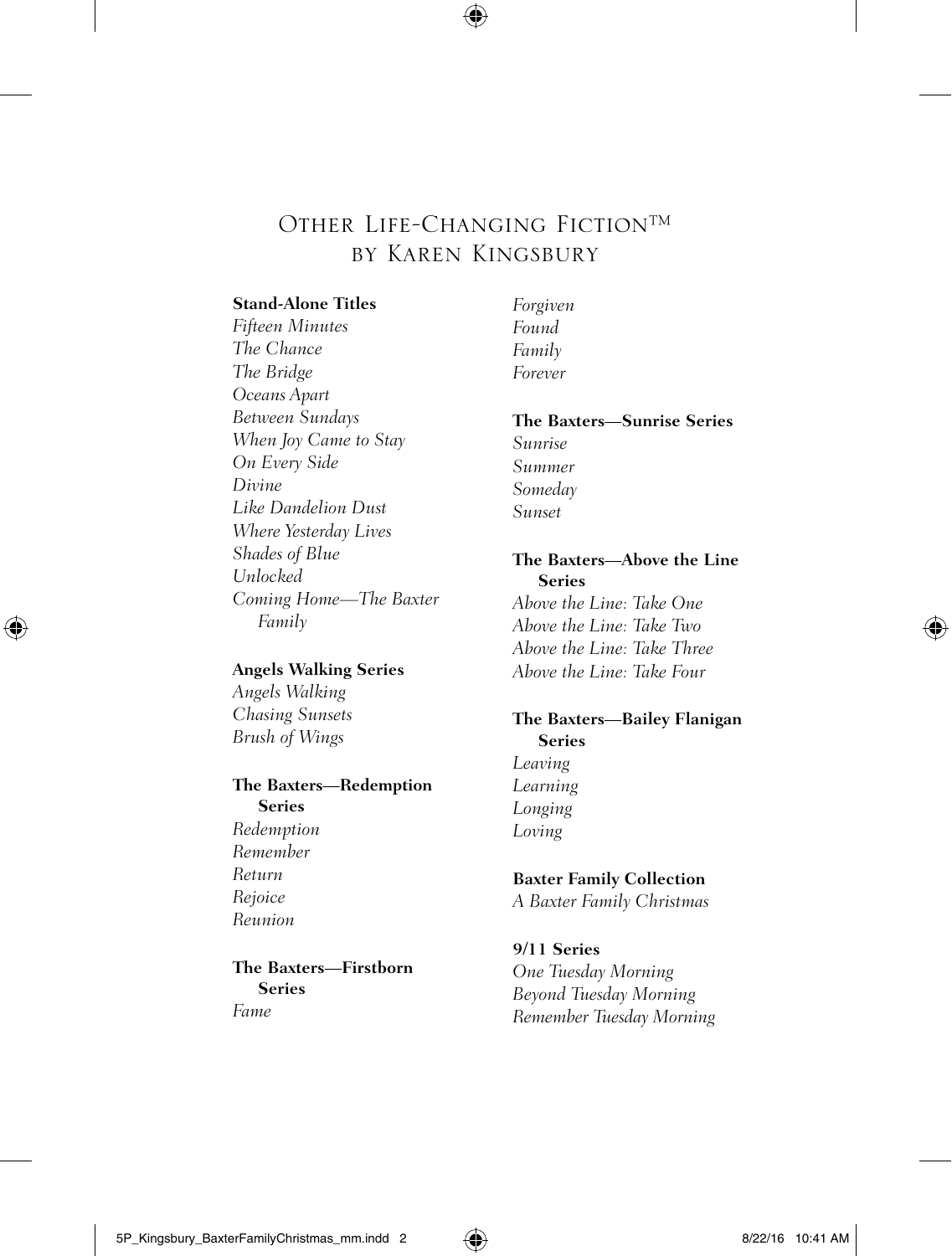# Other Life-Changing Fiction™ by Karen Kingsbury

**Stand-Alone Titles**

*Fifteen Minutes*
*The Chance*
*The Bridge*
*Oceans Apart*
*Between Sundays*
*When Joy Came to Stay*
*On Every Side*
*Divine*
*Like Dandelion Dust*
*Where Yesterday Lives*
*Shades of Blue*
*Unlocked*
*Coming Home—The Baxter Family*

**Angels Walking Series**

*Angels Walking*
*Chasing Sunsets*
*Brush of Wings*

**The Baxters—Redemption Series**

*Redemption*
*Remember*
*Return*
*Rejoice*
*Reunion*

**The Baxters—Firstborn Series**

*Fame*
*Forgiven*
*Found*
*Family*
*Forever*

**The Baxters—Sunrise Series**

*Sunrise*
*Summer*
*Someday*
*Sunset*

**The Baxters—Above the Line Series**

*Above the Line: Take One*
*Above the Line: Take Two*
*Above the Line: Take Three*
*Above the Line: Take Four*

**The Baxters—Bailey Flanigan Series**

*Leaving*
*Learning*
*Longing*
*Loving*

**Baxter Family Collection**

*A Baxter Family Christmas*

**9/11 Series**

*One Tuesday Morning*
*Beyond Tuesday Morning*
*Remember Tuesday Morning*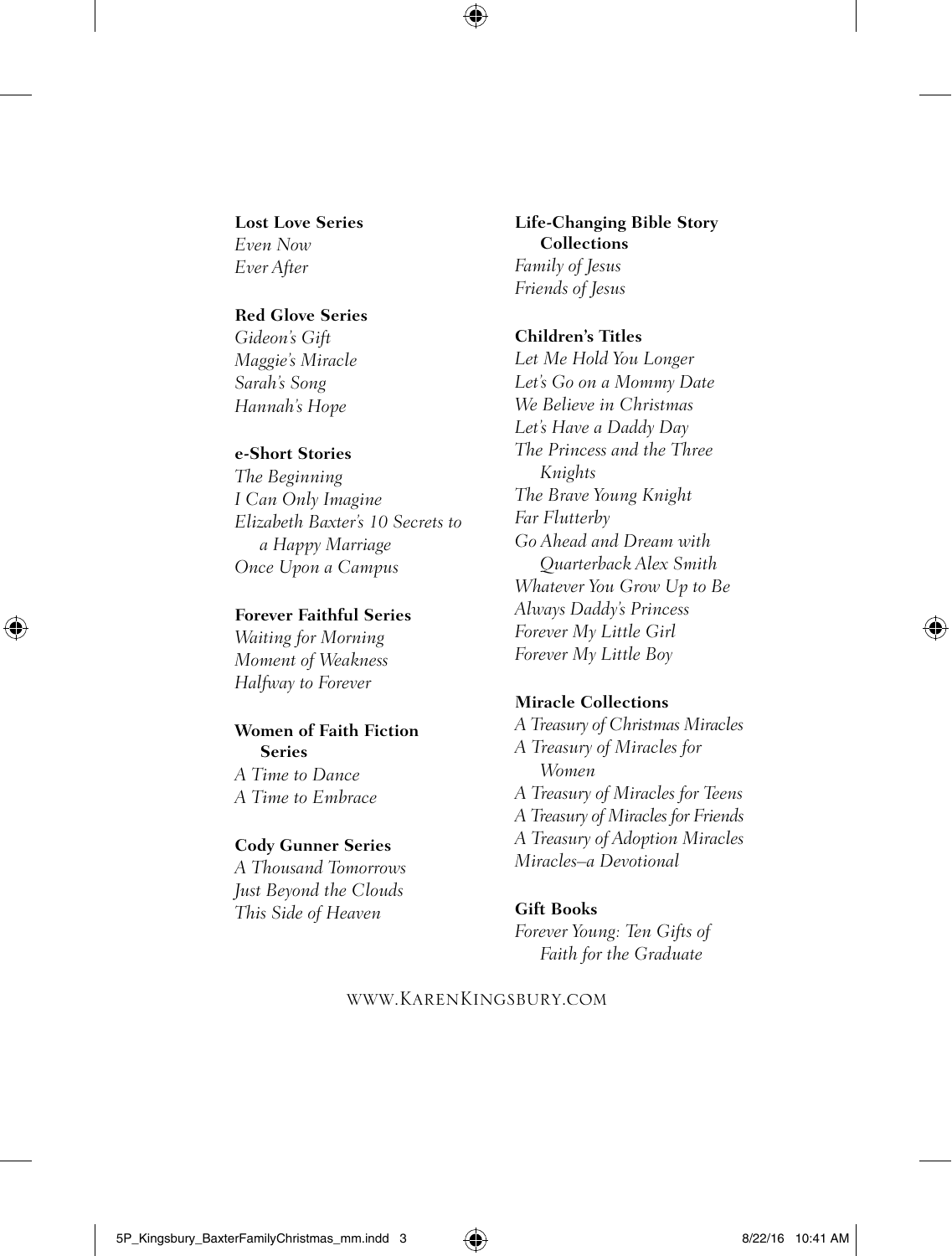**Lost Love Series**
*Even Now*
*Ever After*

**Red Glove Series**
*Gideon's Gift*
*Maggie's Miracle*
*Sarah's Song*
*Hannah's Hope*

**e-Short Stories**
*The Beginning*
*I Can Only Imagine*
*Elizabeth Baxter's 10 Secrets to a Happy Marriage*
*Once Upon a Campus*

**Forever Faithful Series**
*Waiting for Morning*
*Moment of Weakness*
*Halfway to Forever*

**Women of Faith Fiction Series**
*A Time to Dance*
*A Time to Embrace*

**Cody Gunner Series**
*A Thousand Tomorrows*
*Just Beyond the Clouds*
*This Side of Heaven*

**Life-Changing Bible Story Collections**
*Family of Jesus*
*Friends of Jesus*

**Children's Titles**
*Let Me Hold You Longer*
*Let's Go on a Mommy Date*
*We Believe in Christmas*
*Let's Have a Daddy Day*
*The Princess and the Three Knights*
*The Brave Young Knight*
*Far Flutterby*
*Go Ahead and Dream with Quarterback Alex Smith*
*Whatever You Grow Up to Be*
*Always Daddy's Princess*
*Forever My Little Girl*
*Forever My Little Boy*

**Miracle Collections**
*A Treasury of Christmas Miracles*
*A Treasury of Miracles for Women*
*A Treasury of Miracles for Teens*
*A Treasury of Miracles for Friends*
*A Treasury of Adoption Miracles*
*Miracles–a Devotional*

**Gift Books**
*Forever Young: Ten Gifts of Faith for the Graduate*

WWW.KARENKINGSBURY.COM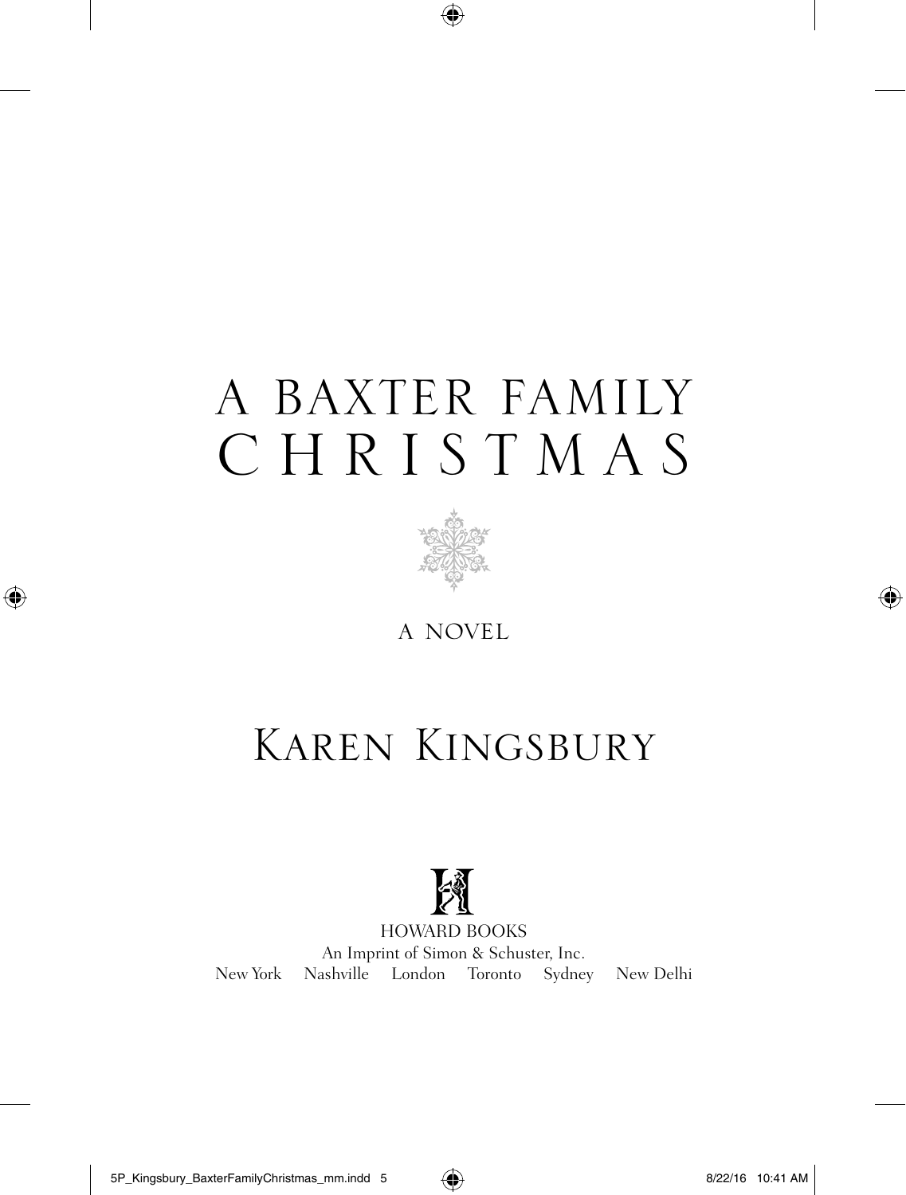# A BAXTER FAMILY CHRISTMAS

A NOVEL

## Karen Kingsbury

HOWARD BOOKS

An Imprint of Simon & Schuster, Inc.

New York Nashville London Toronto Sydney New Delhi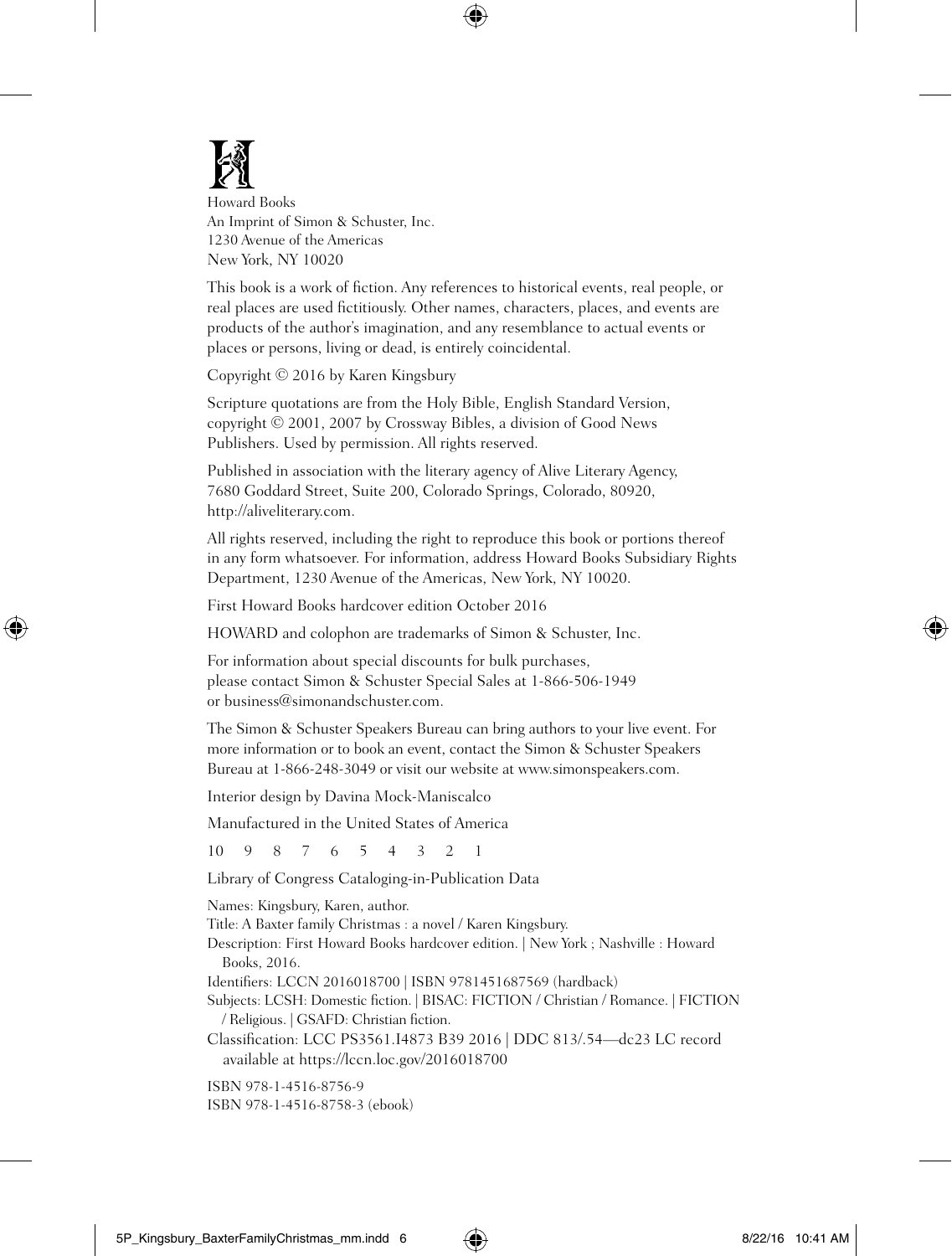Howard Books
An Imprint of Simon & Schuster, Inc.
1230 Avenue of the Americas
New York, NY 10020

This book is a work of fiction. Any references to historical events, real people, or real places are used fictitiously. Other names, characters, places, and events are products of the author's imagination, and any resemblance to actual events or places or persons, living or dead, is entirely coincidental.

Copyright © 2016 by Karen Kingsbury

Scripture quotations are from the Holy Bible, English Standard Version, copyright © 2001, 2007 by Crossway Bibles, a division of Good News Publishers. Used by permission. All rights reserved.

Published in association with the literary agency of Alive Literary Agency, 7680 Goddard Street, Suite 200, Colorado Springs, Colorado, 80920, http://aliveliterary.com.

All rights reserved, including the right to reproduce this book or portions thereof in any form whatsoever. For information, address Howard Books Subsidiary Rights Department, 1230 Avenue of the Americas, New York, NY 10020.

First Howard Books hardcover edition October 2016

HOWARD and colophon are trademarks of Simon & Schuster, Inc.

For information about special discounts for bulk purchases, please contact Simon & Schuster Special Sales at 1-866-506-1949 or business@simonandschuster.com.

The Simon & Schuster Speakers Bureau can bring authors to your live event. For more information or to book an event, contact the Simon & Schuster Speakers Bureau at 1-866-248-3049 or visit our website at www.simonspeakers.com.

Interior design by Davina Mock-Maniscalco

Manufactured in the United States of America

10 9 8 7 6 5 4 3 2 1

Library of Congress Cataloging-in-Publication Data

Names: Kingsbury, Karen, author.
Title: A Baxter family Christmas : a novel / Karen Kingsbury.
Description: First Howard Books hardcover edition. | New York ; Nashville : Howard Books, 2016.
Identifiers: LCCN 2016018700 | ISBN 9781451687569 (hardback)
Subjects: LCSH: Domestic fiction. | BISAC: FICTION / Christian / Romance. | FICTION / Religious. | GSAFD: Christian fiction.
Classification: LCC PS3561.I4873 B39 2016 | DDC 813/.54—dc23 LC record available at https://lccn.loc.gov/2016018700

ISBN 978-1-4516-8756-9
ISBN 978-1-4516-8758-3 (ebook)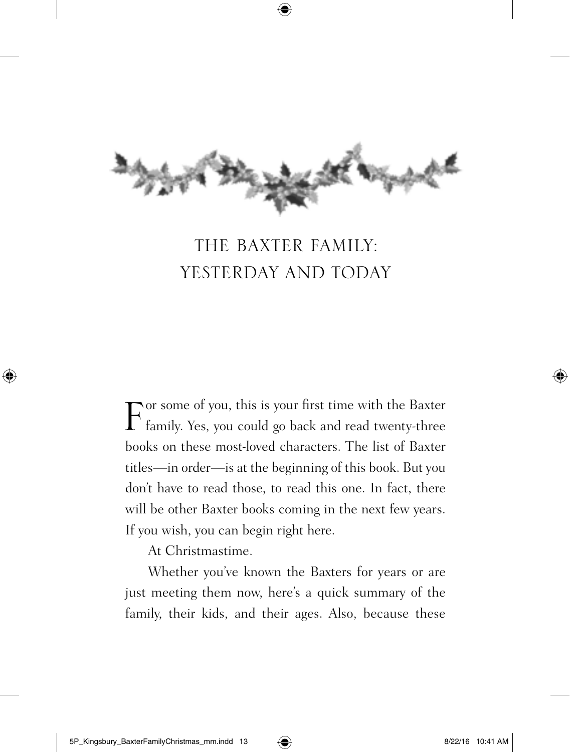# THE BAXTER FAMILY: YESTERDAY AND TODAY

For some of you, this is your first time with the Baxter family. Yes, you could go back and read twenty-three books on these most-loved characters. The list of Baxter titles—in order—is at the beginning of this book. But you don't have to read those, to read this one. In fact, there will be other Baxter books coming in the next few years. If you wish, you can begin right here.

At Christmastime.

Whether you've known the Baxters for years or are just meeting them now, here's a quick summary of the family, their kids, and their ages. Also, because these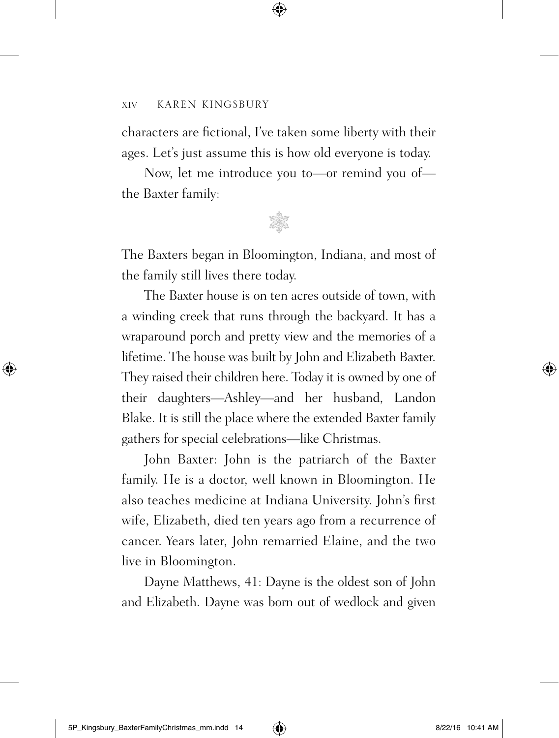characters are fictional, I've taken some liberty with their ages. Let's just assume this is how old everyone is today.

Now, let me introduce you to—or remind you of—the Baxter family:

The Baxters began in Bloomington, Indiana, and most of the family still lives there today.

The Baxter house is on ten acres outside of town, with a winding creek that runs through the backyard. It has a wraparound porch and pretty view and the memories of a lifetime. The house was built by John and Elizabeth Baxter. They raised their children here. Today it is owned by one of their daughters—Ashley—and her husband, Landon Blake. It is still the place where the extended Baxter family gathers for special celebrations—like Christmas.

John Baxter: John is the patriarch of the Baxter family. He is a doctor, well known in Bloomington. He also teaches medicine at Indiana University. John's first wife, Elizabeth, died ten years ago from a recurrence of cancer. Years later, John remarried Elaine, and the two live in Bloomington.

Dayne Matthews, 41: Dayne is the oldest son of John and Elizabeth. Dayne was born out of wedlock and given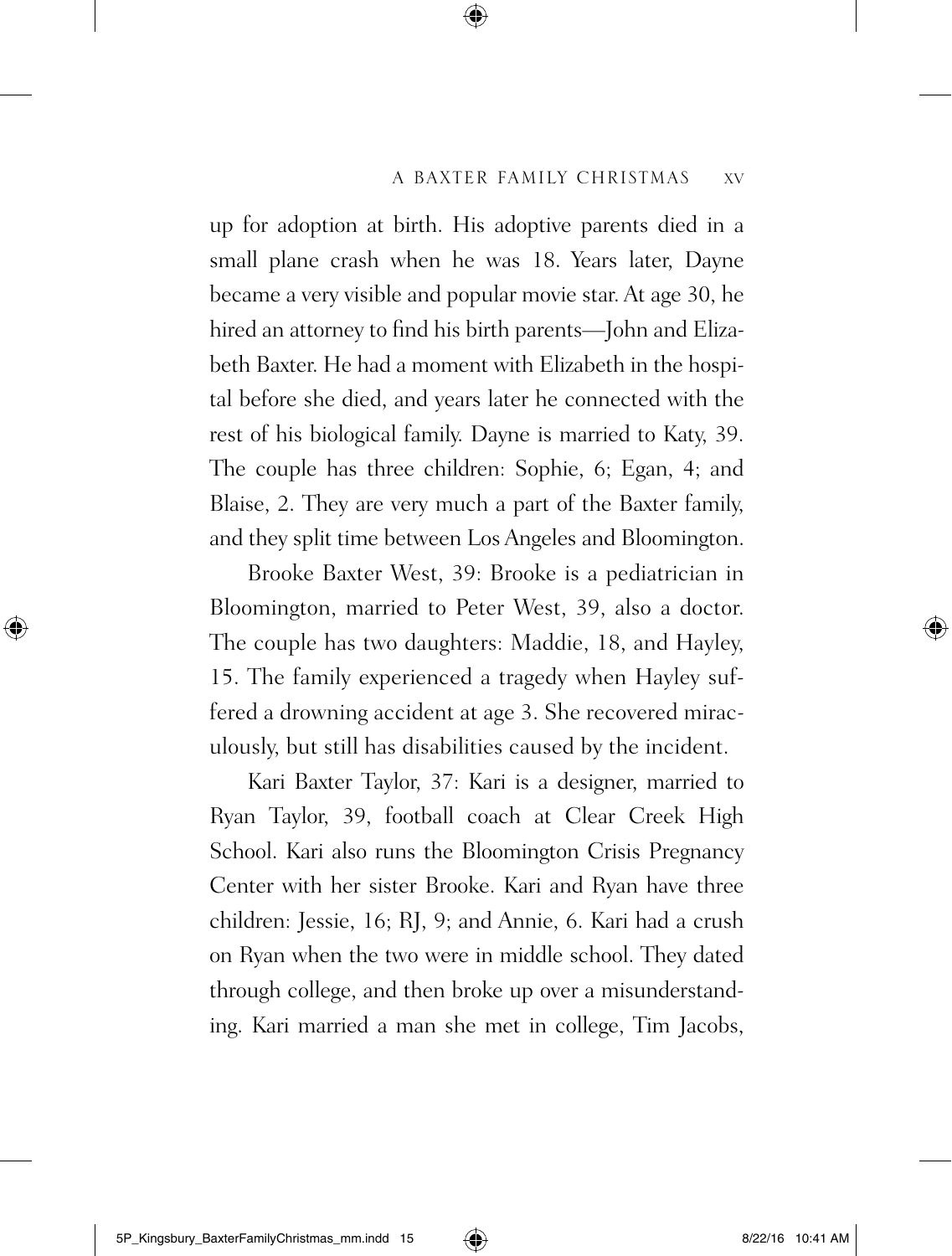up for adoption at birth. His adoptive parents died in a small plane crash when he was 18. Years later, Dayne became a very visible and popular movie star. At age 30, he hired an attorney to find his birth parents—John and Elizabeth Baxter. He had a moment with Elizabeth in the hospital before she died, and years later he connected with the rest of his biological family. Dayne is married to Katy, 39. The couple has three children: Sophie, 6; Egan, 4; and Blaise, 2. They are very much a part of the Baxter family, and they split time between Los Angeles and Bloomington.

Brooke Baxter West, 39: Brooke is a pediatrician in Bloomington, married to Peter West, 39, also a doctor. The couple has two daughters: Maddie, 18, and Hayley, 15. The family experienced a tragedy when Hayley suffered a drowning accident at age 3. She recovered miraculously, but still has disabilities caused by the incident.

Kari Baxter Taylor, 37: Kari is a designer, married to Ryan Taylor, 39, football coach at Clear Creek High School. Kari also runs the Bloomington Crisis Pregnancy Center with her sister Brooke. Kari and Ryan have three children: Jessie, 16; RJ, 9; and Annie, 6. Kari had a crush on Ryan when the two were in middle school. They dated through college, and then broke up over a misunderstanding. Kari married a man she met in college, Tim Jacobs,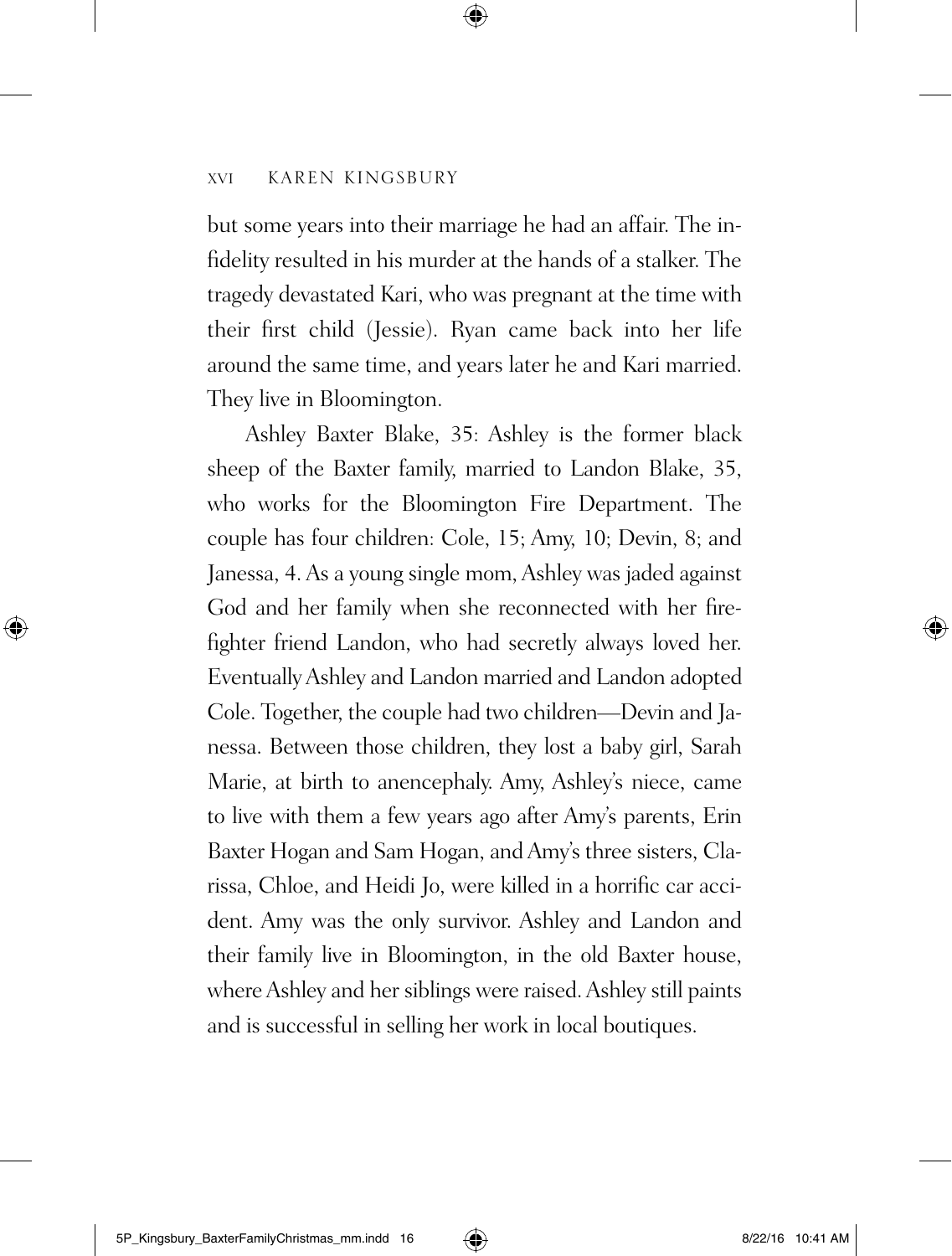but some years into their marriage he had an affair. The infidelity resulted in his murder at the hands of a stalker. The tragedy devastated Kari, who was pregnant at the time with their first child (Jessie). Ryan came back into her life around the same time, and years later he and Kari married. They live in Bloomington.

Ashley Baxter Blake, 35: Ashley is the former black sheep of the Baxter family, married to Landon Blake, 35, who works for the Bloomington Fire Department. The couple has four children: Cole, 15; Amy, 10; Devin, 8; and Janessa, 4. As a young single mom, Ashley was jaded against God and her family when she reconnected with her firefighter friend Landon, who had secretly always loved her. Eventually Ashley and Landon married and Landon adopted Cole. Together, the couple had two children—Devin and Janessa. Between those children, they lost a baby girl, Sarah Marie, at birth to anencephaly. Amy, Ashley's niece, came to live with them a few years ago after Amy's parents, Erin Baxter Hogan and Sam Hogan, and Amy's three sisters, Clarissa, Chloe, and Heidi Jo, were killed in a horrific car accident. Amy was the only survivor. Ashley and Landon and their family live in Bloomington, in the old Baxter house, where Ashley and her siblings were raised. Ashley still paints and is successful in selling her work in local boutiques.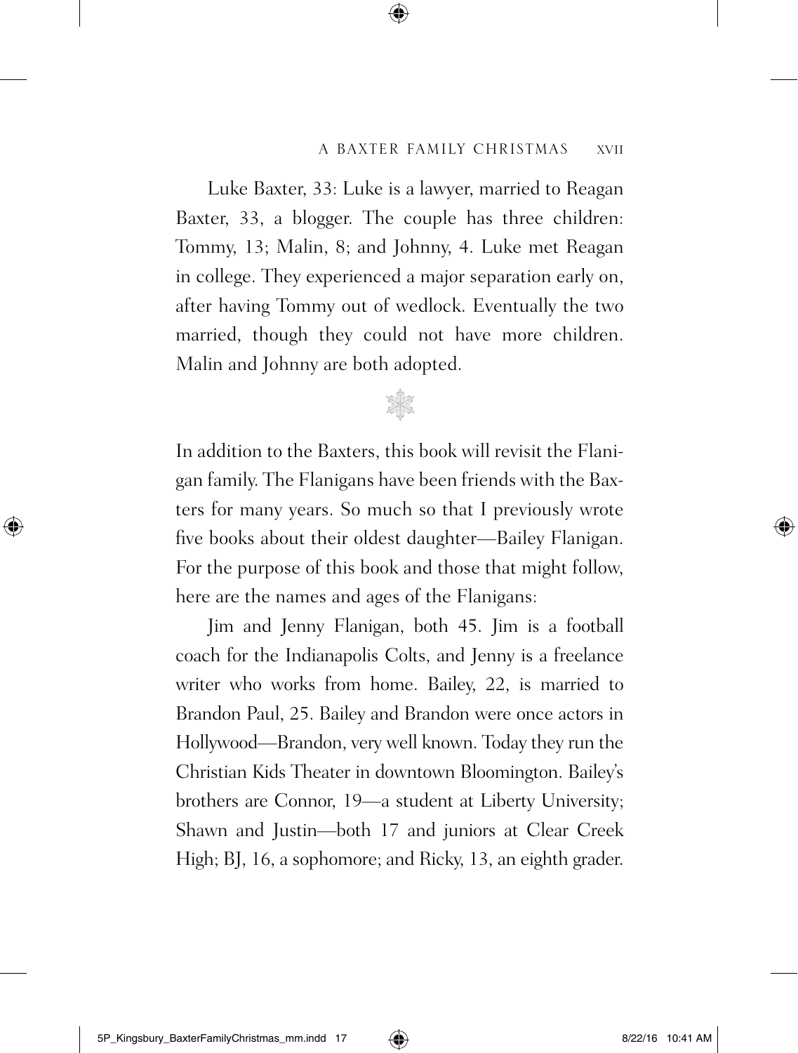Luke Baxter, 33: Luke is a lawyer, married to Reagan Baxter, 33, a blogger. The couple has three children: Tommy, 13; Malin, 8; and Johnny, 4. Luke met Reagan in college. They experienced a major separation early on, after having Tommy out of wedlock. Eventually the two married, though they could not have more children. Malin and Johnny are both adopted.

In addition to the Baxters, this book will revisit the Flanigan family. The Flanigans have been friends with the Baxters for many years. So much so that I previously wrote five books about their oldest daughter—Bailey Flanigan. For the purpose of this book and those that might follow, here are the names and ages of the Flanigans:

Jim and Jenny Flanigan, both 45. Jim is a football coach for the Indianapolis Colts, and Jenny is a freelance writer who works from home. Bailey, 22, is married to Brandon Paul, 25. Bailey and Brandon were once actors in Hollywood—Brandon, very well known. Today they run the Christian Kids Theater in downtown Bloomington. Bailey's brothers are Connor, 19—a student at Liberty University; Shawn and Justin—both 17 and juniors at Clear Creek High; BJ, 16, a sophomore; and Ricky, 13, an eighth grader.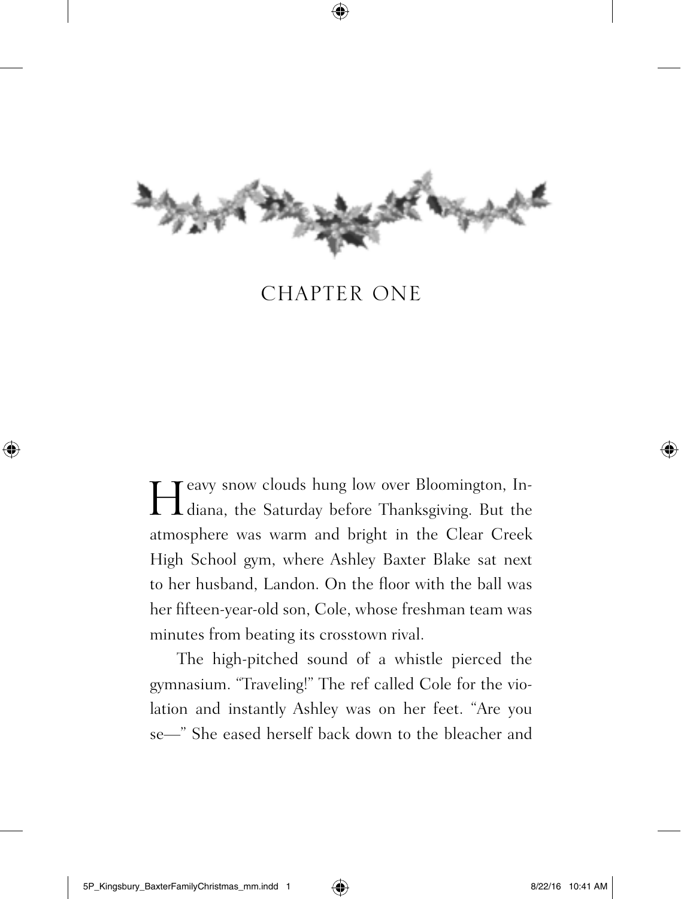# CHAPTER ONE

Heavy snow clouds hung low over Bloomington, Indiana, the Saturday before Thanksgiving. But the atmosphere was warm and bright in the Clear Creek High School gym, where Ashley Baxter Blake sat next to her husband, Landon. On the floor with the ball was her fifteen-year-old son, Cole, whose freshman team was minutes from beating its crosstown rival.

The high-pitched sound of a whistle pierced the gymnasium. "Traveling!" The ref called Cole for the violation and instantly Ashley was on her feet. "Are you se—" She eased herself back down to the bleacher and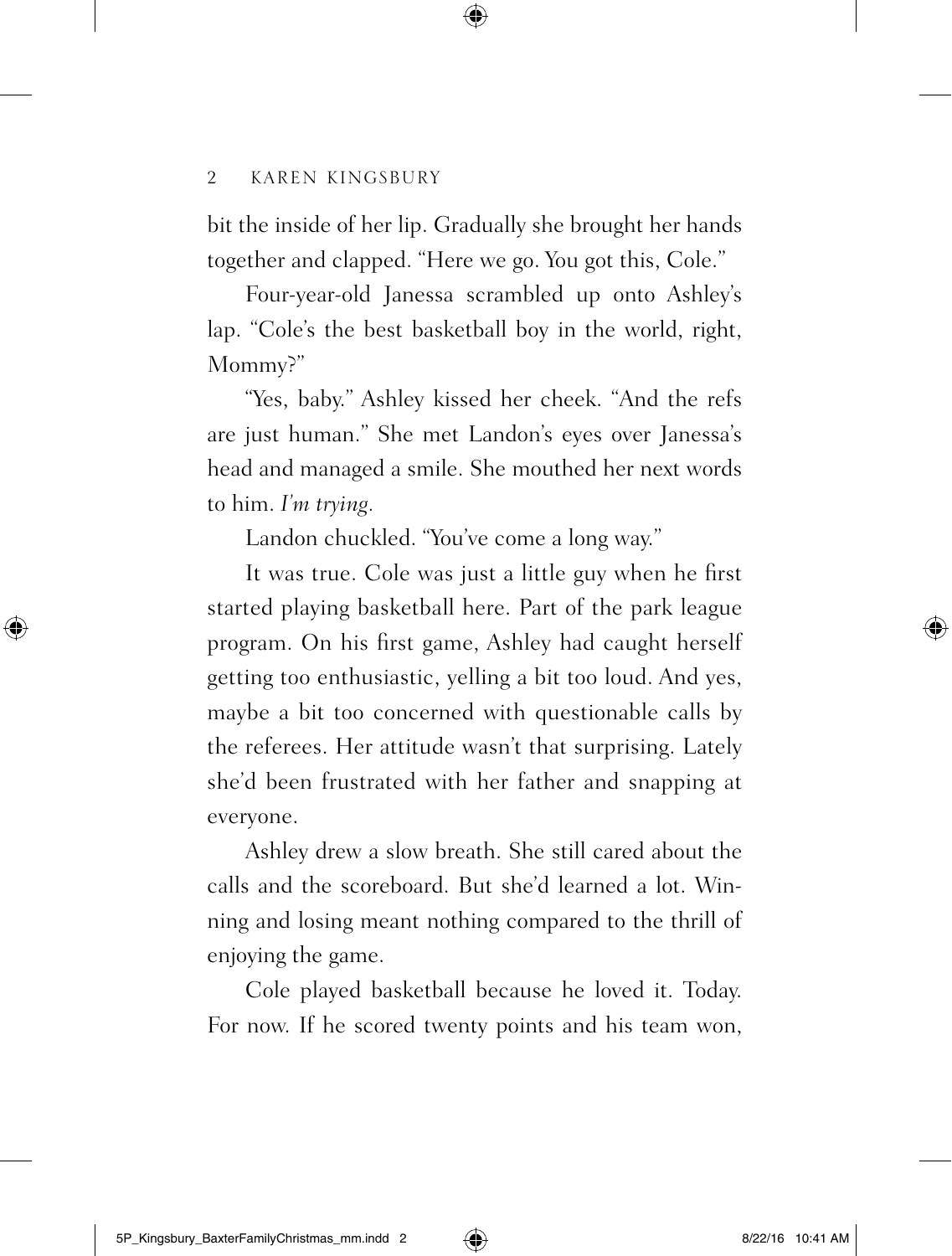bit the inside of her lip. Gradually she brought her hands together and clapped. "Here we go. You got this, Cole."

Four-year-old Janessa scrambled up onto Ashley's lap. "Cole's the best basketball boy in the world, right, Mommy?"

"Yes, baby." Ashley kissed her cheek. "And the refs are just human." She met Landon's eyes over Janessa's head and managed a smile. She mouthed her next words to him. *I'm trying.*

Landon chuckled. "You've come a long way."

It was true. Cole was just a little guy when he first started playing basketball here. Part of the park league program. On his first game, Ashley had caught herself getting too enthusiastic, yelling a bit too loud. And yes, maybe a bit too concerned with questionable calls by the referees. Her attitude wasn't that surprising. Lately she'd been frustrated with her father and snapping at everyone.

Ashley drew a slow breath. She still cared about the calls and the scoreboard. But she'd learned a lot. Winning and losing meant nothing compared to the thrill of enjoying the game.

Cole played basketball because he loved it. Today. For now. If he scored twenty points and his team won,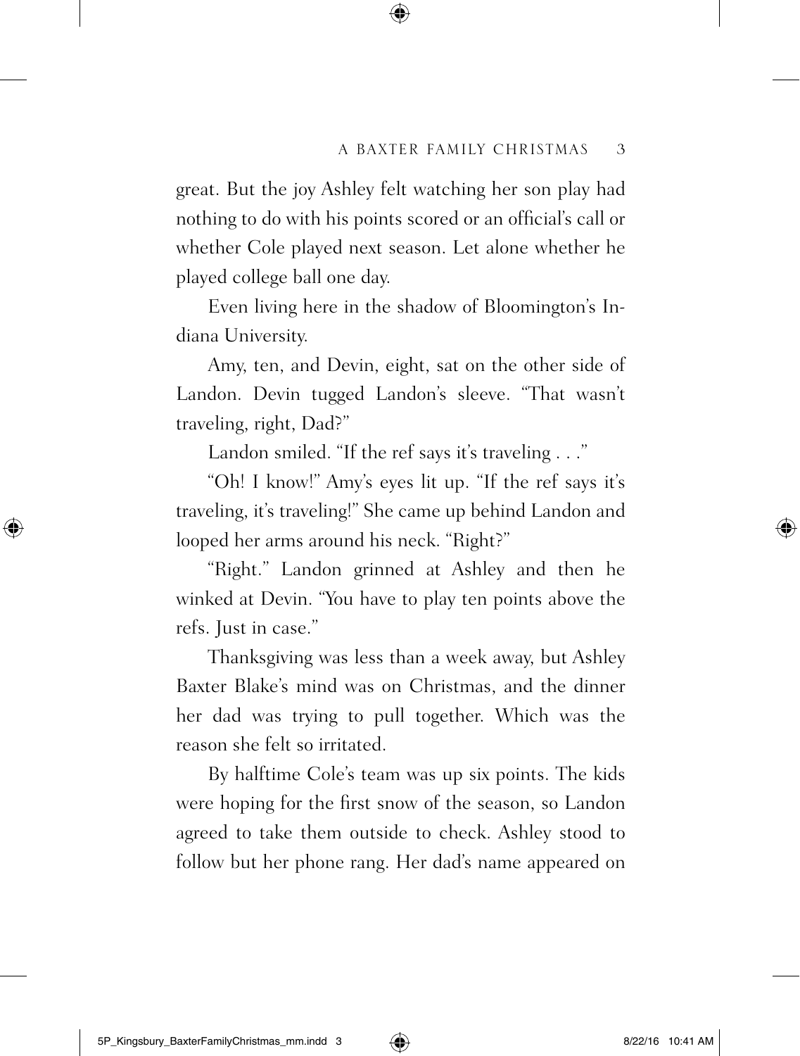great. But the joy Ashley felt watching her son play had nothing to do with his points scored or an official's call or whether Cole played next season. Let alone whether he played college ball one day.

Even living here in the shadow of Bloomington's Indiana University.

Amy, ten, and Devin, eight, sat on the other side of Landon. Devin tugged Landon's sleeve. "That wasn't traveling, right, Dad?"

Landon smiled. "If the ref says it's traveling . . ."

"Oh! I know!" Amy's eyes lit up. "If the ref says it's traveling, it's traveling!" She came up behind Landon and looped her arms around his neck. "Right?"

"Right." Landon grinned at Ashley and then he winked at Devin. "You have to play ten points above the refs. Just in case."

Thanksgiving was less than a week away, but Ashley Baxter Blake's mind was on Christmas, and the dinner her dad was trying to pull together. Which was the reason she felt so irritated.

By halftime Cole's team was up six points. The kids were hoping for the first snow of the season, so Landon agreed to take them outside to check. Ashley stood to follow but her phone rang. Her dad's name appeared on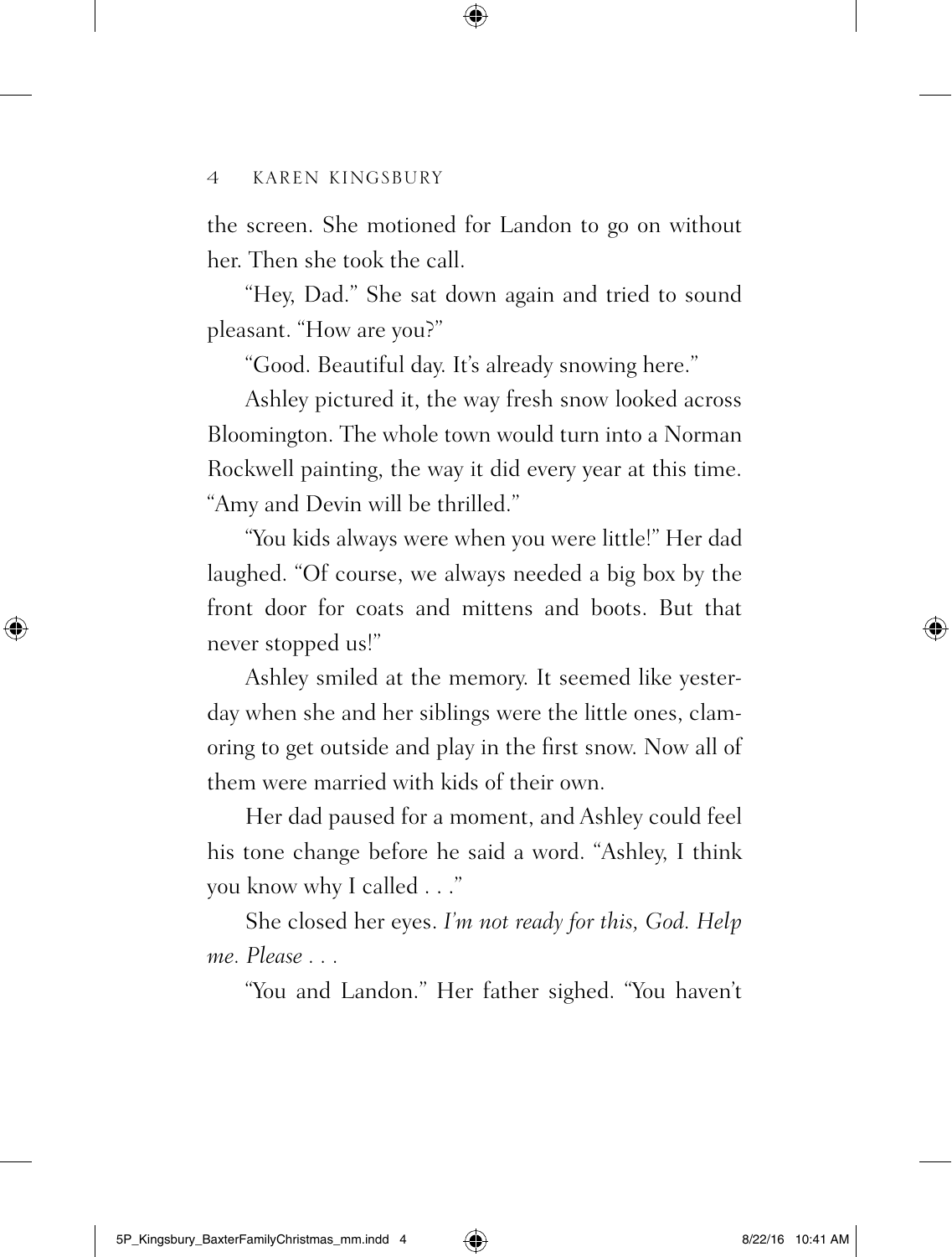the screen. She motioned for Landon to go on without her. Then she took the call.

"Hey, Dad." She sat down again and tried to sound pleasant. "How are you?"

"Good. Beautiful day. It's already snowing here."

Ashley pictured it, the way fresh snow looked across Bloomington. The whole town would turn into a Norman Rockwell painting, the way it did every year at this time. "Amy and Devin will be thrilled."

"You kids always were when you were little!" Her dad laughed. "Of course, we always needed a big box by the front door for coats and mittens and boots. But that never stopped us!"

Ashley smiled at the memory. It seemed like yesterday when she and her siblings were the little ones, clamoring to get outside and play in the first snow. Now all of them were married with kids of their own.

Her dad paused for a moment, and Ashley could feel his tone change before he said a word. "Ashley, I think you know why I called . . ."

She closed her eyes. *I'm not ready for this, God. Help me. Please . . .*

"You and Landon." Her father sighed. "You haven't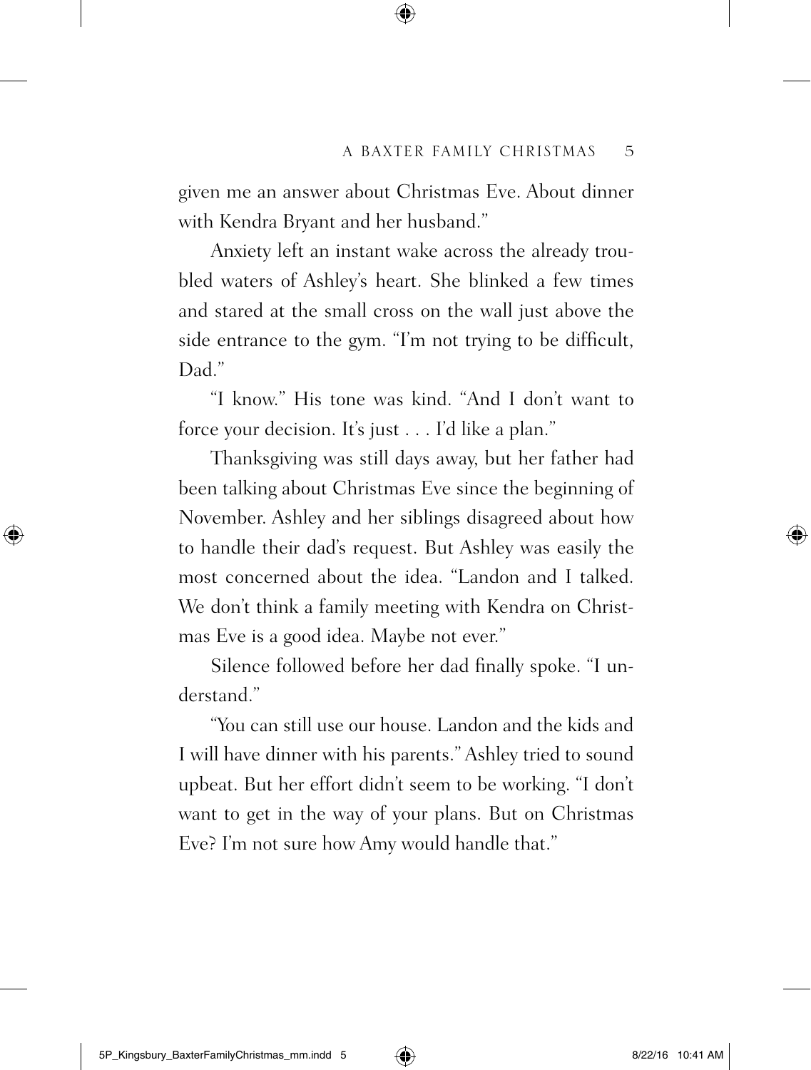given me an answer about Christmas Eve. About dinner with Kendra Bryant and her husband."

Anxiety left an instant wake across the already troubled waters of Ashley's heart. She blinked a few times and stared at the small cross on the wall just above the side entrance to the gym. "I'm not trying to be difficult, Dad."

"I know." His tone was kind. "And I don't want to force your decision. It's just . . . I'd like a plan."

Thanksgiving was still days away, but her father had been talking about Christmas Eve since the beginning of November. Ashley and her siblings disagreed about how to handle their dad's request. But Ashley was easily the most concerned about the idea. "Landon and I talked. We don't think a family meeting with Kendra on Christmas Eve is a good idea. Maybe not ever."

Silence followed before her dad finally spoke. "I understand."

"You can still use our house. Landon and the kids and I will have dinner with his parents." Ashley tried to sound upbeat. But her effort didn't seem to be working. "I don't want to get in the way of your plans. But on Christmas Eve? I'm not sure how Amy would handle that."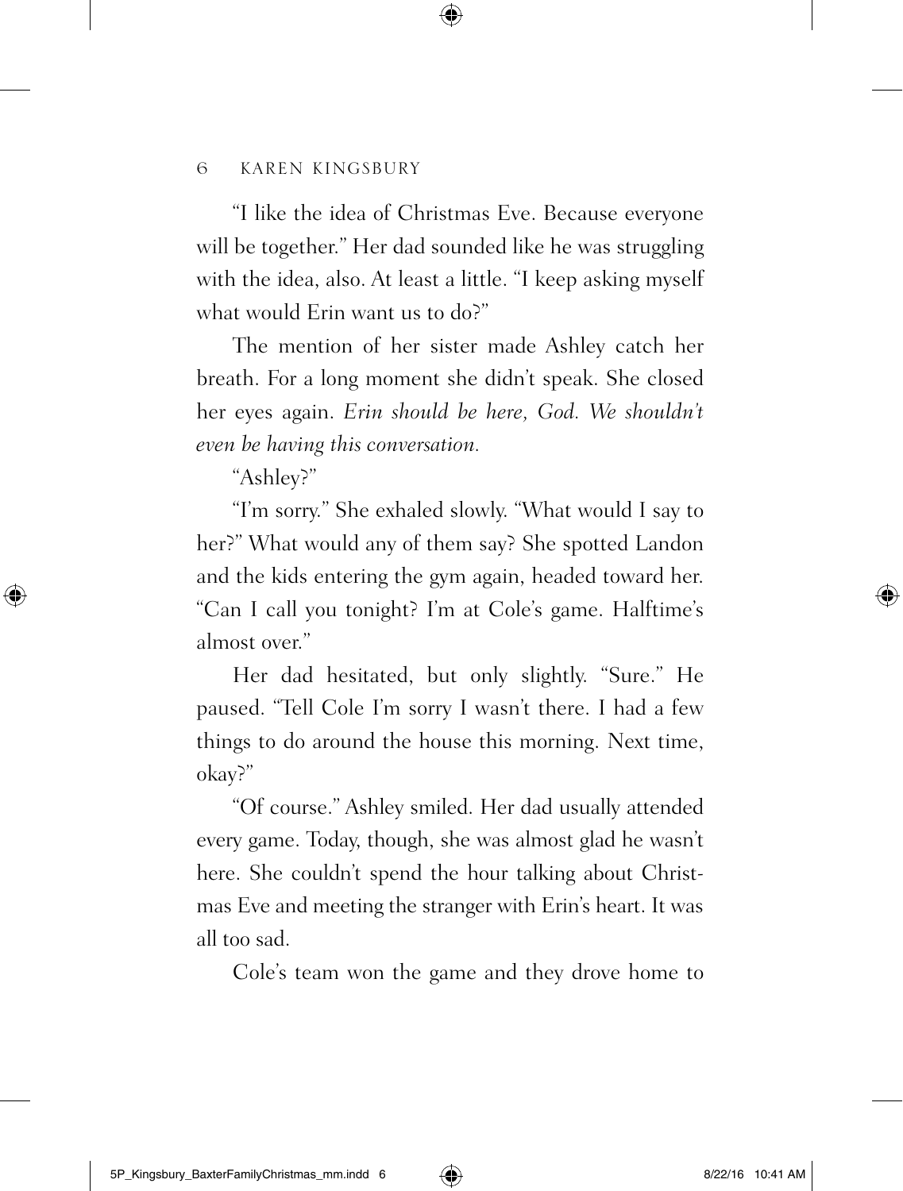"I like the idea of Christmas Eve. Because everyone will be together." Her dad sounded like he was struggling with the idea, also. At least a little. "I keep asking myself what would Erin want us to do?"

The mention of her sister made Ashley catch her breath. For a long moment she didn't speak. She closed her eyes again. *Erin should be here, God. We shouldn't even be having this conversation.*

"Ashley?"

"I'm sorry." She exhaled slowly. "What would I say to her?" What would any of them say? She spotted Landon and the kids entering the gym again, headed toward her. "Can I call you tonight? I'm at Cole's game. Halftime's almost over."

Her dad hesitated, but only slightly. "Sure." He paused. "Tell Cole I'm sorry I wasn't there. I had a few things to do around the house this morning. Next time, okay?"

"Of course." Ashley smiled. Her dad usually attended every game. Today, though, she was almost glad he wasn't here. She couldn't spend the hour talking about Christmas Eve and meeting the stranger with Erin's heart. It was all too sad.

Cole's team won the game and they drove home to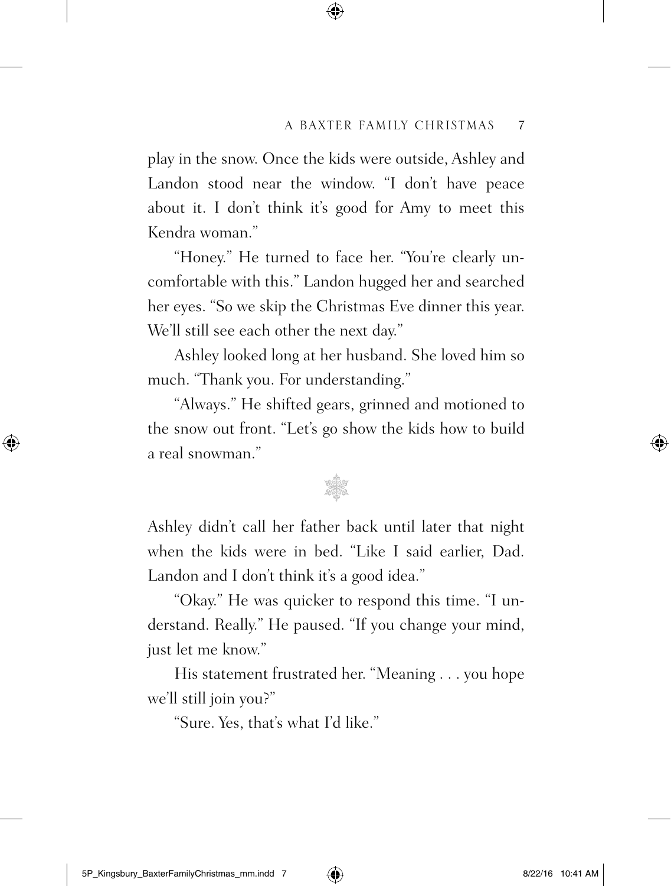play in the snow. Once the kids were outside, Ashley and Landon stood near the window. "I don't have peace about it. I don't think it's good for Amy to meet this Kendra woman."

"Honey." He turned to face her. "You're clearly uncomfortable with this." Landon hugged her and searched her eyes. "So we skip the Christmas Eve dinner this year. We'll still see each other the next day."

Ashley looked long at her husband. She loved him so much. "Thank you. For understanding."

"Always." He shifted gears, grinned and motioned to the snow out front. "Let's go show the kids how to build a real snowman."

❄

Ashley didn't call her father back until later that night when the kids were in bed. "Like I said earlier, Dad. Landon and I don't think it's a good idea."

"Okay." He was quicker to respond this time. "I understand. Really." He paused. "If you change your mind, just let me know."

His statement frustrated her. "Meaning . . . you hope we'll still join you?"

"Sure. Yes, that's what I'd like."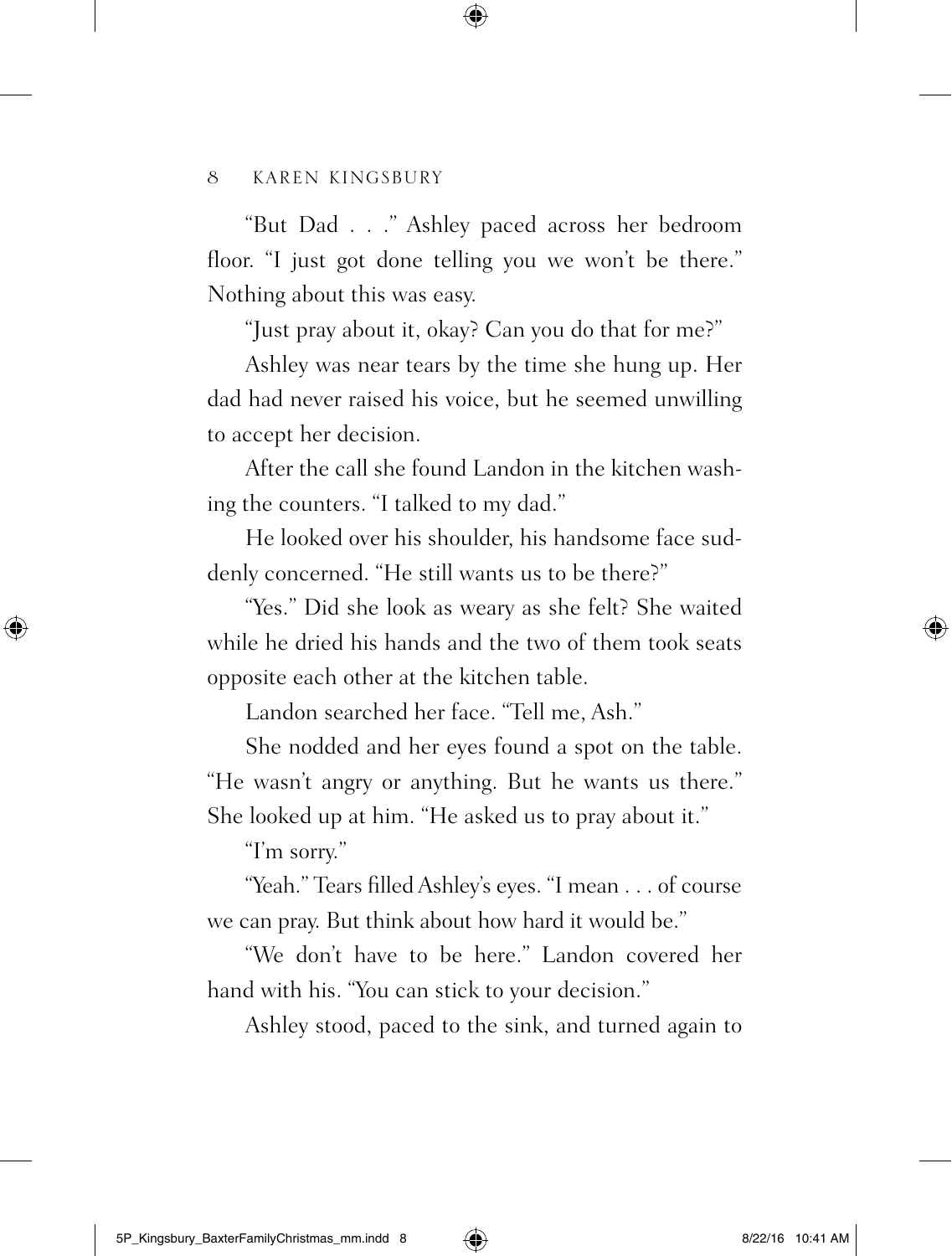"But Dad . . ." Ashley paced across her bedroom floor. "I just got done telling you we won't be there." Nothing about this was easy.

"Just pray about it, okay? Can you do that for me?"

Ashley was near tears by the time she hung up. Her dad had never raised his voice, but he seemed unwilling to accept her decision.

After the call she found Landon in the kitchen washing the counters. "I talked to my dad."

He looked over his shoulder, his handsome face suddenly concerned. "He still wants us to be there?"

"Yes." Did she look as weary as she felt? She waited while he dried his hands and the two of them took seats opposite each other at the kitchen table.

Landon searched her face. "Tell me, Ash."

She nodded and her eyes found a spot on the table. "He wasn't angry or anything. But he wants us there." She looked up at him. "He asked us to pray about it."

"I'm sorry."

"Yeah." Tears filled Ashley's eyes. "I mean . . . of course we can pray. But think about how hard it would be."

"We don't have to be here." Landon covered her hand with his. "You can stick to your decision."

Ashley stood, paced to the sink, and turned again to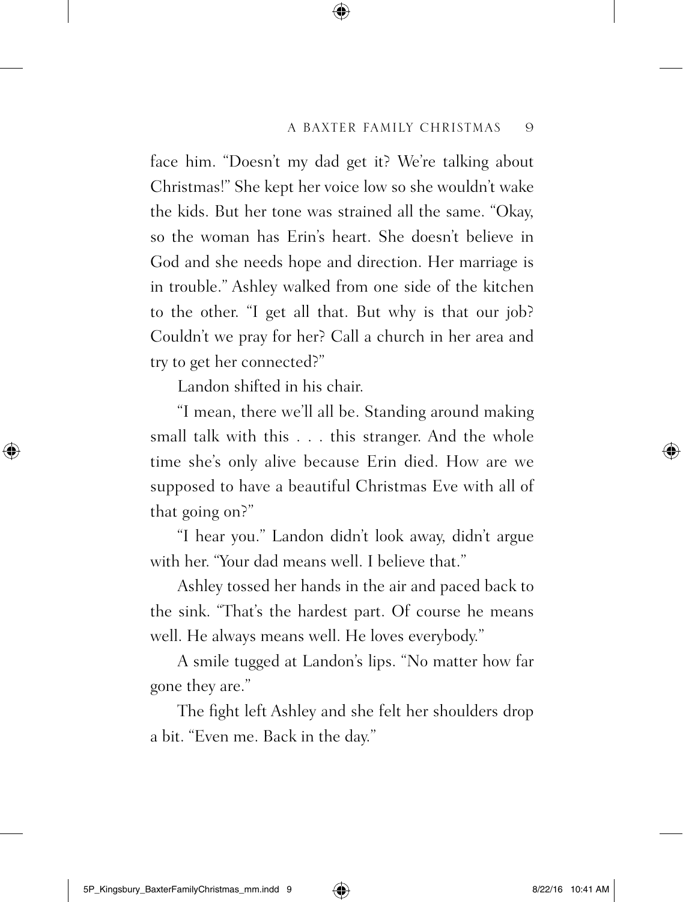face him. "Doesn't my dad get it? We're talking about Christmas!" She kept her voice low so she wouldn't wake the kids. But her tone was strained all the same. "Okay, so the woman has Erin's heart. She doesn't believe in God and she needs hope and direction. Her marriage is in trouble." Ashley walked from one side of the kitchen to the other. "I get all that. But why is that our job? Couldn't we pray for her? Call a church in her area and try to get her connected?"

Landon shifted in his chair.

"I mean, there we'll all be. Standing around making small talk with this . . . this stranger. And the whole time she's only alive because Erin died. How are we supposed to have a beautiful Christmas Eve with all of that going on?"

"I hear you." Landon didn't look away, didn't argue with her. "Your dad means well. I believe that."

Ashley tossed her hands in the air and paced back to the sink. "That's the hardest part. Of course he means well. He always means well. He loves everybody."

A smile tugged at Landon's lips. "No matter how far gone they are."

The fight left Ashley and she felt her shoulders drop a bit. "Even me. Back in the day."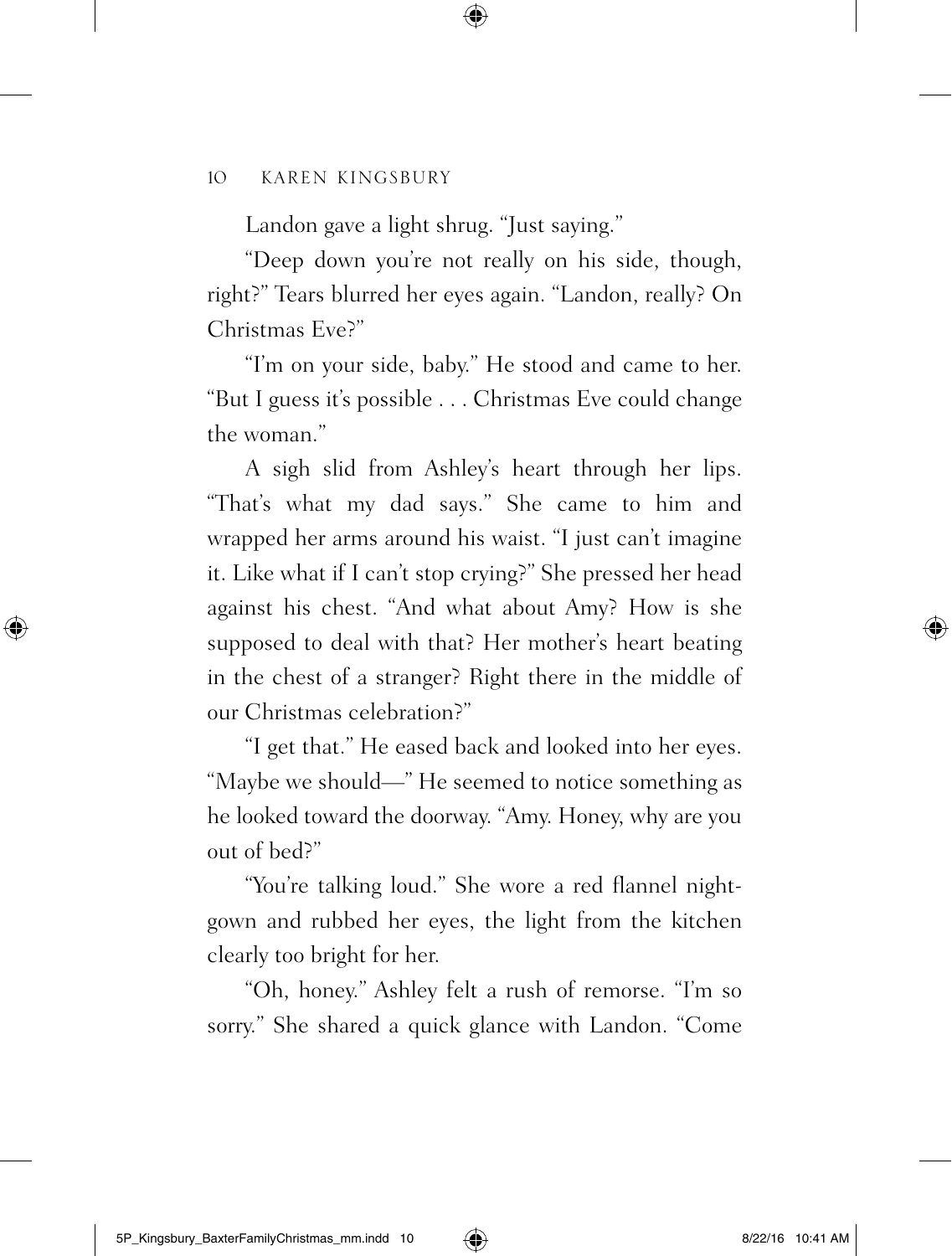Landon gave a light shrug. "Just saying."

"Deep down you're not really on his side, though, right?" Tears blurred her eyes again. "Landon, really? On Christmas Eve?"

"I'm on your side, baby." He stood and came to her. "But I guess it's possible . . . Christmas Eve could change the woman."

A sigh slid from Ashley's heart through her lips. "That's what my dad says." She came to him and wrapped her arms around his waist. "I just can't imagine it. Like what if I can't stop crying?" She pressed her head against his chest. "And what about Amy? How is she supposed to deal with that? Her mother's heart beating in the chest of a stranger? Right there in the middle of our Christmas celebration?"

"I get that." He eased back and looked into her eyes. "Maybe we should—" He seemed to notice something as he looked toward the doorway. "Amy. Honey, why are you out of bed?"

"You're talking loud." She wore a red flannel nightgown and rubbed her eyes, the light from the kitchen clearly too bright for her.

"Oh, honey." Ashley felt a rush of remorse. "I'm so sorry." She shared a quick glance with Landon. "Come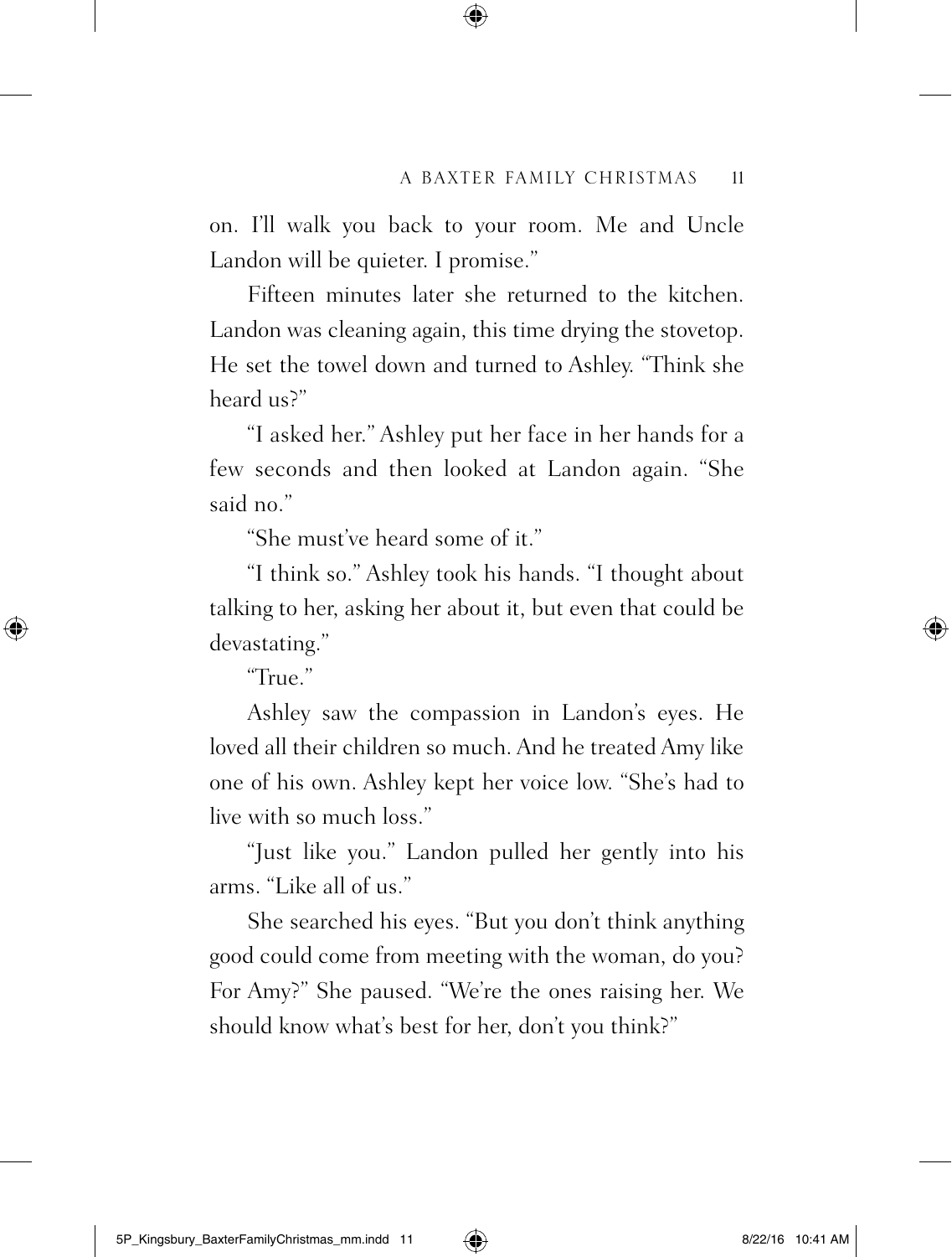on. I'll walk you back to your room. Me and Uncle Landon will be quieter. I promise."

Fifteen minutes later she returned to the kitchen. Landon was cleaning again, this time drying the stovetop. He set the towel down and turned to Ashley. "Think she heard us?"

"I asked her." Ashley put her face in her hands for a few seconds and then looked at Landon again. "She said no."

"She must've heard some of it."

"I think so." Ashley took his hands. "I thought about talking to her, asking her about it, but even that could be devastating."

"True."

Ashley saw the compassion in Landon's eyes. He loved all their children so much. And he treated Amy like one of his own. Ashley kept her voice low. "She's had to live with so much loss."

"Just like you." Landon pulled her gently into his arms. "Like all of us."

She searched his eyes. "But you don't think anything good could come from meeting with the woman, do you? For Amy?" She paused. "We're the ones raising her. We should know what's best for her, don't you think?"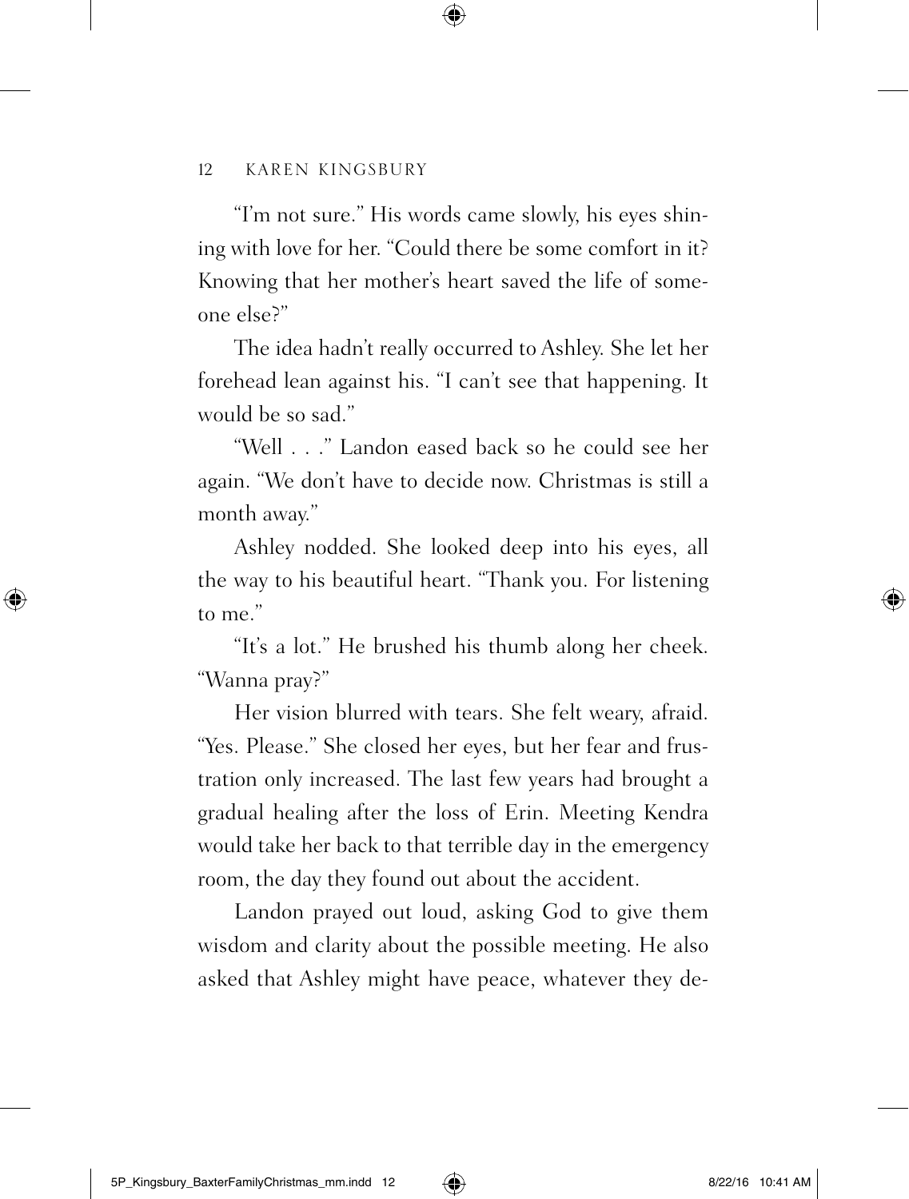"I'm not sure." His words came slowly, his eyes shining with love for her. "Could there be some comfort in it? Knowing that her mother's heart saved the life of someone else?"

The idea hadn't really occurred to Ashley. She let her forehead lean against his. "I can't see that happening. It would be so sad."

"Well . . ." Landon eased back so he could see her again. "We don't have to decide now. Christmas is still a month away."

Ashley nodded. She looked deep into his eyes, all the way to his beautiful heart. "Thank you. For listening to me."

"It's a lot." He brushed his thumb along her cheek. "Wanna pray?"

Her vision blurred with tears. She felt weary, afraid. "Yes. Please." She closed her eyes, but her fear and frustration only increased. The last few years had brought a gradual healing after the loss of Erin. Meeting Kendra would take her back to that terrible day in the emergency room, the day they found out about the accident.

Landon prayed out loud, asking God to give them wisdom and clarity about the possible meeting. He also asked that Ashley might have peace, whatever they de-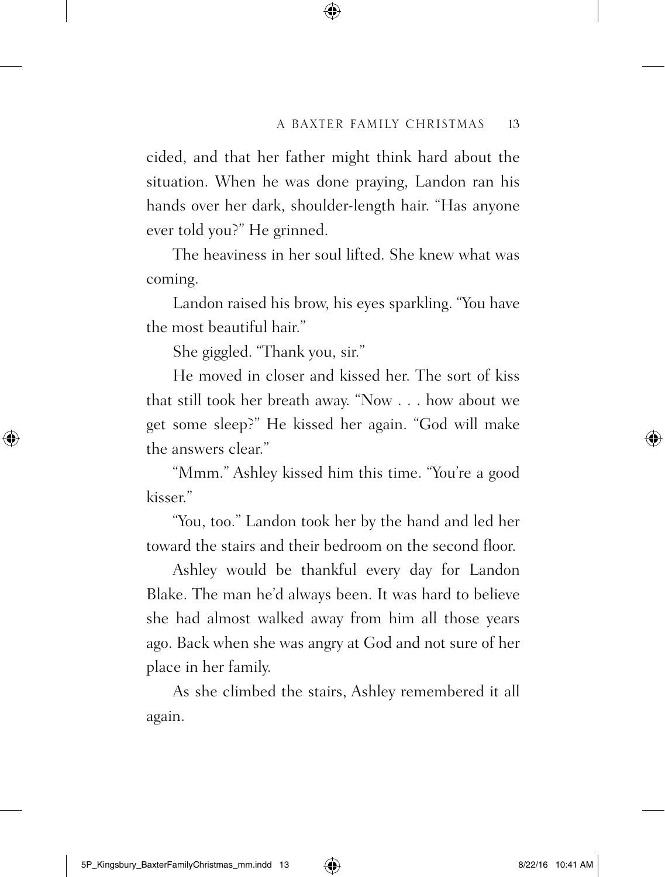cided, and that her father might think hard about the situation. When he was done praying, Landon ran his hands over her dark, shoulder-length hair. "Has anyone ever told you?" He grinned.

The heaviness in her soul lifted. She knew what was coming.

Landon raised his brow, his eyes sparkling. "You have the most beautiful hair."

She giggled. "Thank you, sir."

He moved in closer and kissed her. The sort of kiss that still took her breath away. "Now . . . how about we get some sleep?" He kissed her again. "God will make the answers clear."

"Mmm." Ashley kissed him this time. "You're a good kisser."

"You, too." Landon took her by the hand and led her toward the stairs and their bedroom on the second floor.

Ashley would be thankful every day for Landon Blake. The man he'd always been. It was hard to believe she had almost walked away from him all those years ago. Back when she was angry at God and not sure of her place in her family.

As she climbed the stairs, Ashley remembered it all again.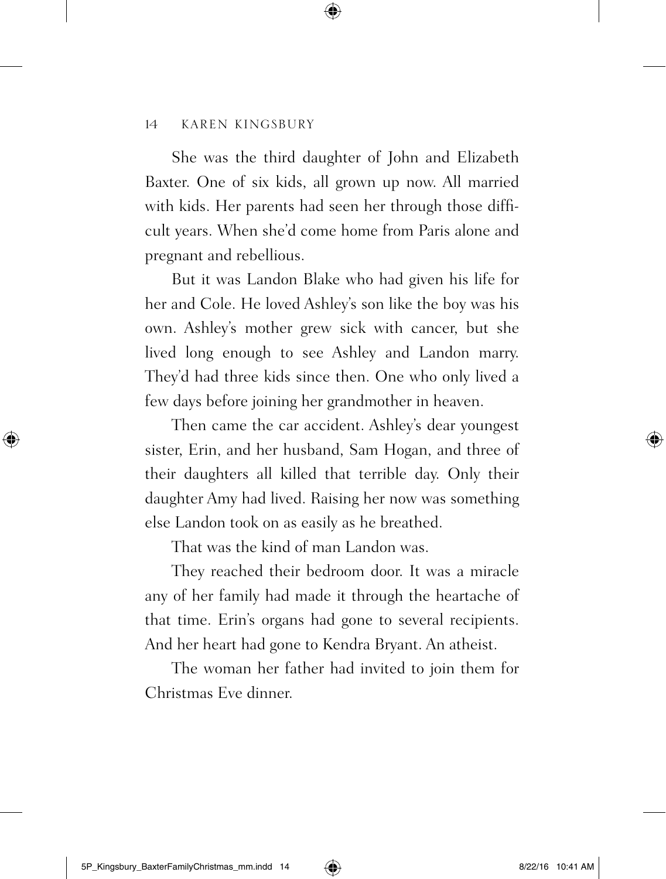She was the third daughter of John and Elizabeth Baxter. One of six kids, all grown up now. All married with kids. Her parents had seen her through those difficult years. When she'd come home from Paris alone and pregnant and rebellious.

But it was Landon Blake who had given his life for her and Cole. He loved Ashley's son like the boy was his own. Ashley's mother grew sick with cancer, but she lived long enough to see Ashley and Landon marry. They'd had three kids since then. One who only lived a few days before joining her grandmother in heaven.

Then came the car accident. Ashley's dear youngest sister, Erin, and her husband, Sam Hogan, and three of their daughters all killed that terrible day. Only their daughter Amy had lived. Raising her now was something else Landon took on as easily as he breathed.

That was the kind of man Landon was.

They reached their bedroom door. It was a miracle any of her family had made it through the heartache of that time. Erin's organs had gone to several recipients. And her heart had gone to Kendra Bryant. An atheist.

The woman her father had invited to join them for Christmas Eve dinner.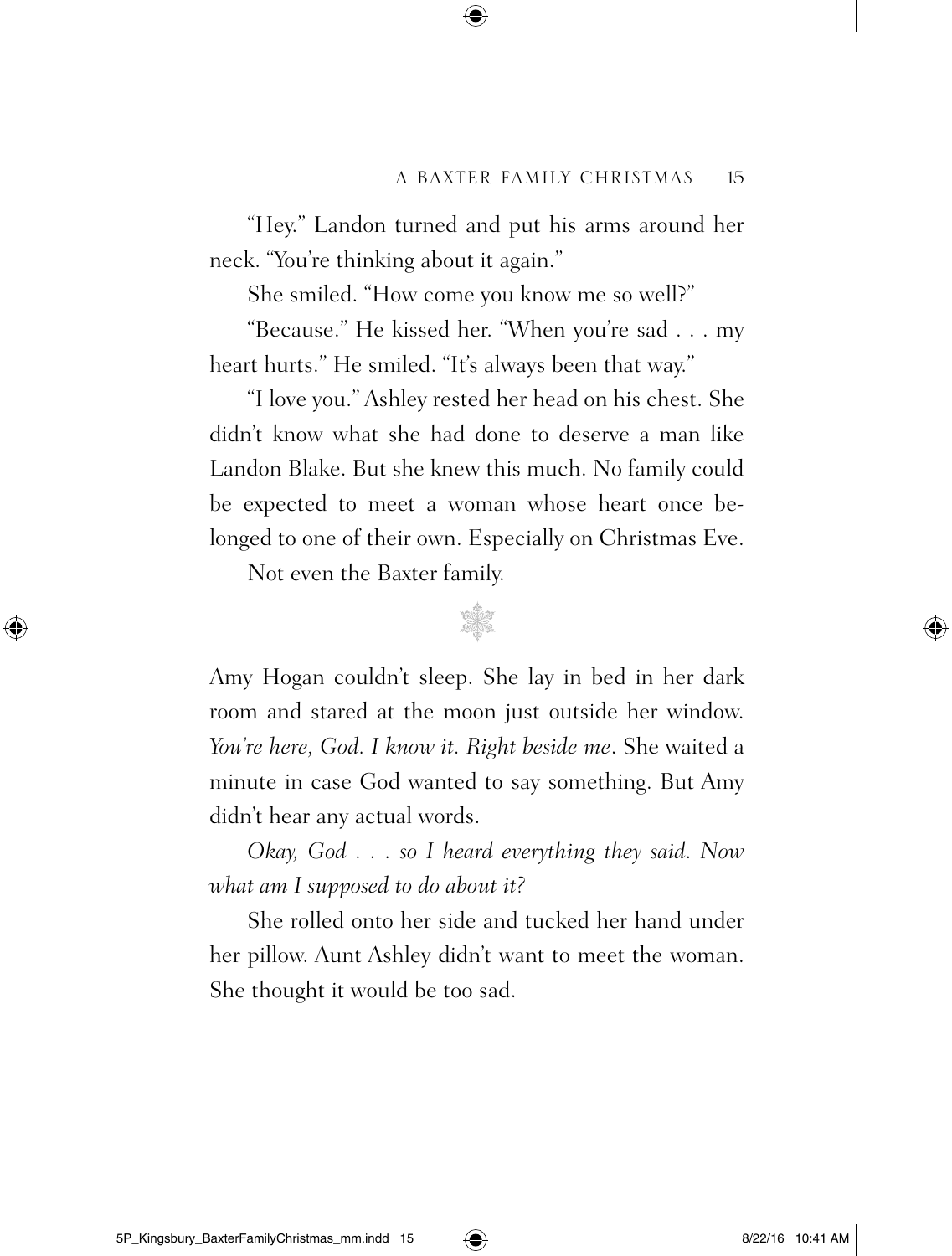"Hey." Landon turned and put his arms around her neck. "You're thinking about it again."

She smiled. "How come you know me so well?"

"Because." He kissed her. "When you're sad . . . my heart hurts." He smiled. "It's always been that way."

"I love you." Ashley rested her head on his chest. She didn't know what she had done to deserve a man like Landon Blake. But she knew this much. No family could be expected to meet a woman whose heart once belonged to one of their own. Especially on Christmas Eve.

Not even the Baxter family.

Amy Hogan couldn't sleep. She lay in bed in her dark room and stared at the moon just outside her window. *You're here, God. I know it. Right beside me*. She waited a minute in case God wanted to say something. But Amy didn't hear any actual words.

*Okay, God . . . so I heard everything they said. Now what am I supposed to do about it?*

She rolled onto her side and tucked her hand under her pillow. Aunt Ashley didn't want to meet the woman. She thought it would be too sad.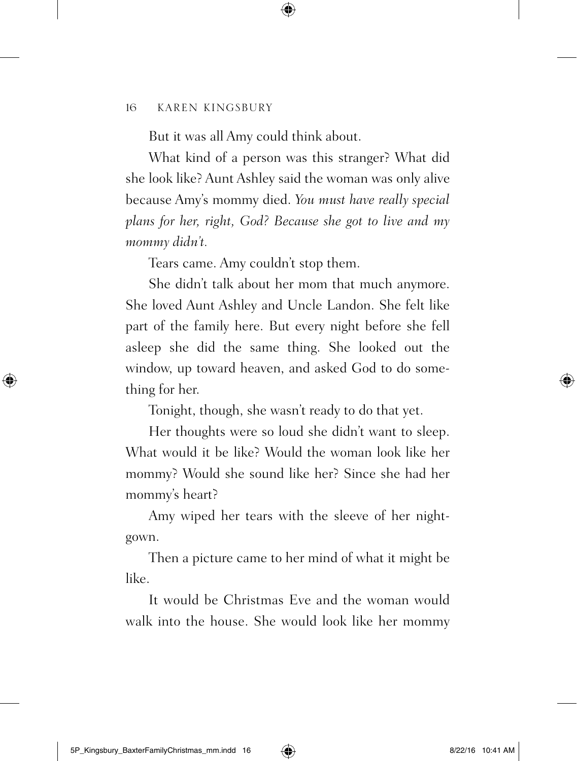But it was all Amy could think about.

What kind of a person was this stranger? What did she look like? Aunt Ashley said the woman was only alive because Amy's mommy died. *You must have really special plans for her, right, God? Because she got to live and my mommy didn't.*

Tears came. Amy couldn't stop them.

She didn't talk about her mom that much anymore. She loved Aunt Ashley and Uncle Landon. She felt like part of the family here. But every night before she fell asleep she did the same thing. She looked out the window, up toward heaven, and asked God to do something for her.

Tonight, though, she wasn't ready to do that yet.

Her thoughts were so loud she didn't want to sleep. What would it be like? Would the woman look like her mommy? Would she sound like her? Since she had her mommy's heart?

Amy wiped her tears with the sleeve of her nightgown.

Then a picture came to her mind of what it might be like.

It would be Christmas Eve and the woman would walk into the house. She would look like her mommy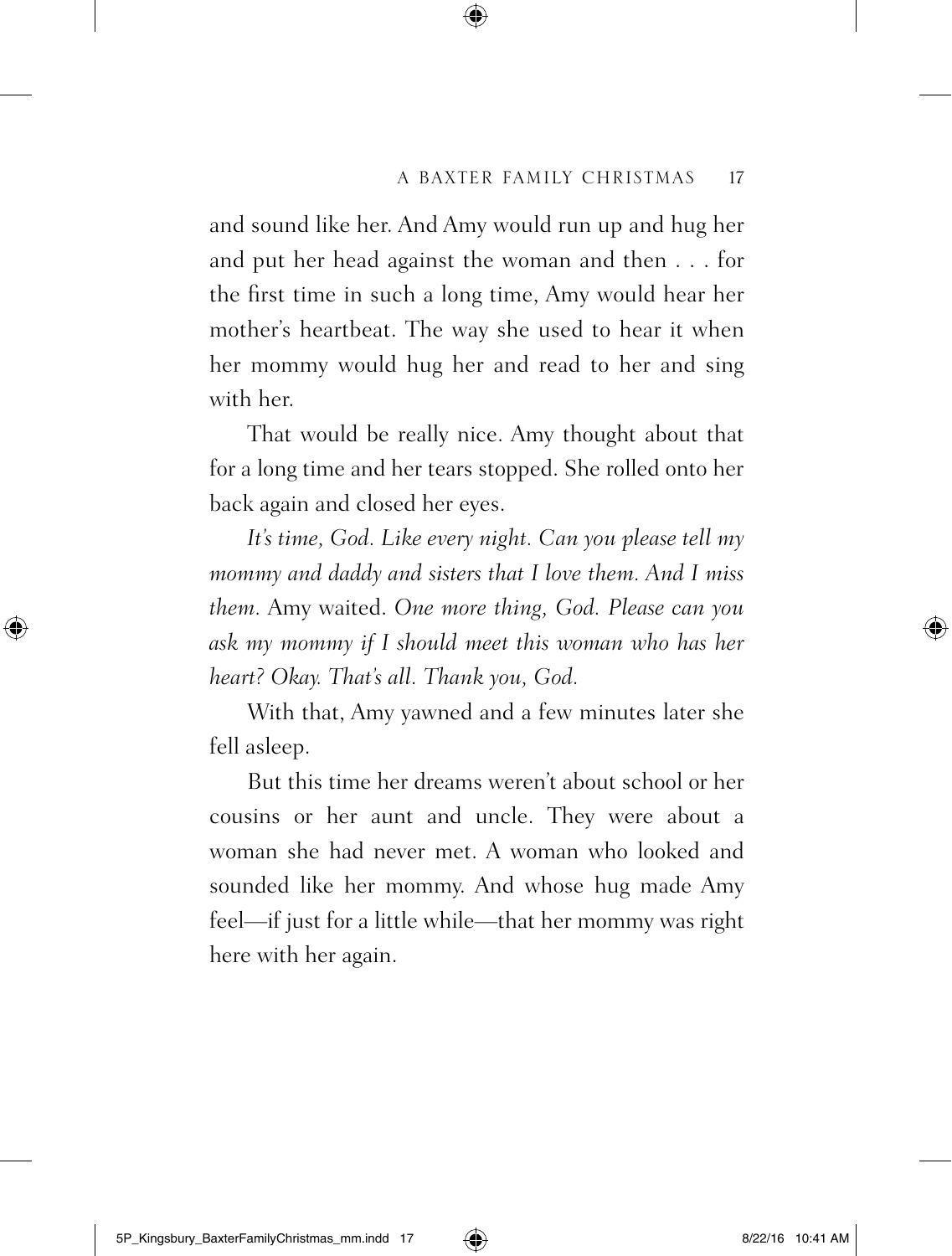and sound like her. And Amy would run up and hug her and put her head against the woman and then . . . for the first time in such a long time, Amy would hear her mother's heartbeat. The way she used to hear it when her mommy would hug her and read to her and sing with her.

That would be really nice. Amy thought about that for a long time and her tears stopped. She rolled onto her back again and closed her eyes.

*It's time, God. Like every night. Can you please tell my mommy and daddy and sisters that I love them. And I miss them.* Amy waited. *One more thing, God. Please can you ask my mommy if I should meet this woman who has her heart? Okay. That's all. Thank you, God.*

With that, Amy yawned and a few minutes later she fell asleep.

But this time her dreams weren't about school or her cousins or her aunt and uncle. They were about a woman she had never met. A woman who looked and sounded like her mommy. And whose hug made Amy feel—if just for a little while—that her mommy was right here with her again.